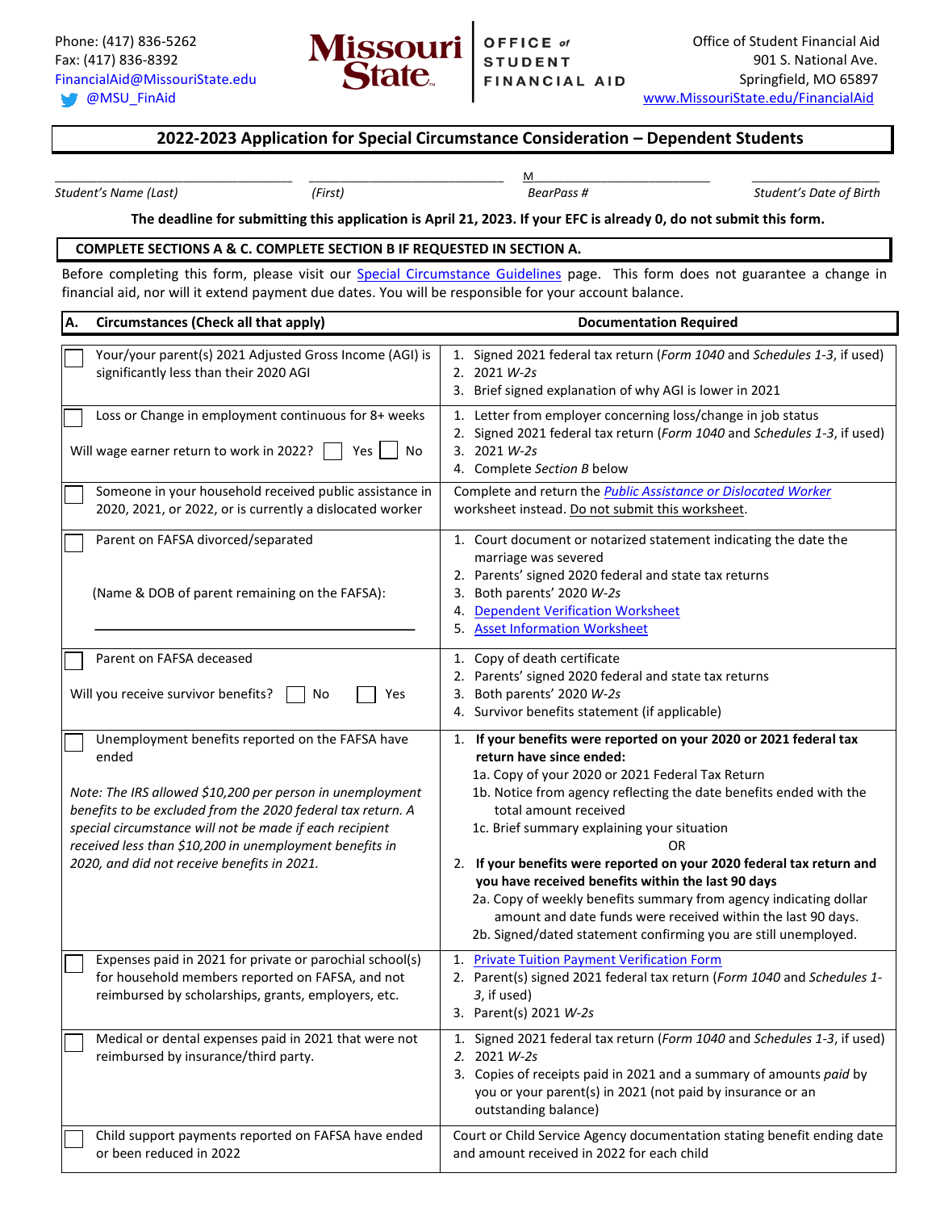Phone: (417) 836-5262
Fax: (417) 836-8392
FinancialAid@MissouriState.edu
@MSU_FinAid

**Missouri State** | OFFICE of STUDENT FINANCIAL AID

Office of Student Financial Aid
901 S. National Ave.
Springfield, MO 65897
www.MissouriState.edu/FinancialAid

# 2022-2023 Application for Special Circumstance Consideration – Dependent Students

| ____________________ | ____________________ | M____________________ | ____________________ |
|---|---|---|---|
| *Student's Name (Last)* | *(First)* | *BearPass #* | *Student's Date of Birth* |

**The deadline for submitting this application is April 21, 2023. If your EFC is already 0, do not submit this form.**

## COMPLETE SECTIONS A & C. COMPLETE SECTION B IF REQUESTED IN SECTION A.

Before completing this form, please visit our Special Circumstance Guidelines page. This form does not guarantee a change in financial aid, nor will it extend payment due dates. You will be responsible for your account balance.

| A. Circumstances (Check all that apply) | Documentation Required |
|---|---|
| ☐ Your/your parent(s) 2021 Adjusted Gross Income (AGI) is significantly less than their 2020 AGI | 1. Signed 2021 federal tax return (*Form 1040* and *Schedules 1-3*, if used)<br>2. 2021 *W-2s*<br>3. Brief signed explanation of why AGI is lower in 2021 |
| ☐ Loss or Change in employment continuous for 8+ weeks<br><br>Will wage earner return to work in 2022? ☐ Yes ☐ No | 1. Letter from employer concerning loss/change in job status<br>2. Signed 2021 federal tax return (*Form 1040* and *Schedules 1-3*, if used)<br>3. 2021 *W-2s*<br>4. Complete *Section B* below |
| ☐ Someone in your household received public assistance in 2020, 2021, or 2022, or is currently a dislocated worker | Complete and return the *Public Assistance or Dislocated Worker* worksheet instead. Do not submit this worksheet. |
| ☐ Parent on FAFSA divorced/separated<br><br>(Name & DOB of parent remaining on the FAFSA):<br><br>____________________ | 1. Court document or notarized statement indicating the date the marriage was severed<br>2. Parents' signed 2020 federal and state tax returns<br>3. Both parents' 2020 *W-2s*<br>4. Dependent Verification Worksheet<br>5. Asset Information Worksheet |
| ☐ Parent on FAFSA deceased<br><br>Will you receive survivor benefits? ☐ No ☐ Yes | 1. Copy of death certificate<br>2. Parents' signed 2020 federal and state tax returns<br>3. Both parents' 2020 *W-2s*<br>4. Survivor benefits statement (if applicable) |
| ☐ Unemployment benefits reported on the FAFSA have ended<br><br>*Note: The IRS allowed $10,200 per person in unemployment benefits to be excluded from the 2020 federal tax return. A special circumstance will not be made if each recipient received less than $10,200 in unemployment benefits in 2020, and did not receive benefits in 2021.* | 1. **If your benefits were reported on your 2020 or 2021 federal tax return have since ended:**<br>1a. Copy of your 2020 or 2021 Federal Tax Return<br>1b. Notice from agency reflecting the date benefits ended with the total amount received<br>1c. Brief summary explaining your situation<br>OR<br>2. **If your benefits were reported on your 2020 federal tax return and you have received benefits within the last 90 days**<br>2a. Copy of weekly benefits summary from agency indicating dollar amount and date funds were received within the last 90 days.<br>2b. Signed/dated statement confirming you are still unemployed. |
| ☐ Expenses paid in 2021 for private or parochial school(s) for household members reported on FAFSA, and not reimbursed by scholarships, grants, employers, etc. | 1. Private Tuition Payment Verification Form<br>2. Parent(s) signed 2021 federal tax return (*Form 1040* and *Schedules 1-3*, if used)<br>3. Parent(s) 2021 *W-2s* |
| ☐ Medical or dental expenses paid in 2021 that were not reimbursed by insurance/third party. | 1. Signed 2021 federal tax return (*Form 1040* and *Schedules 1-3*, if used)<br>2. 2021 *W-2s*<br>3. Copies of receipts paid in 2021 and a summary of amounts *paid* by you or your parent(s) in 2021 (not paid by insurance or an outstanding balance) |
| ☐ Child support payments reported on FAFSA have ended or been reduced in 2022 | Court or Child Service Agency documentation stating benefit ending date and amount received in 2022 for each child |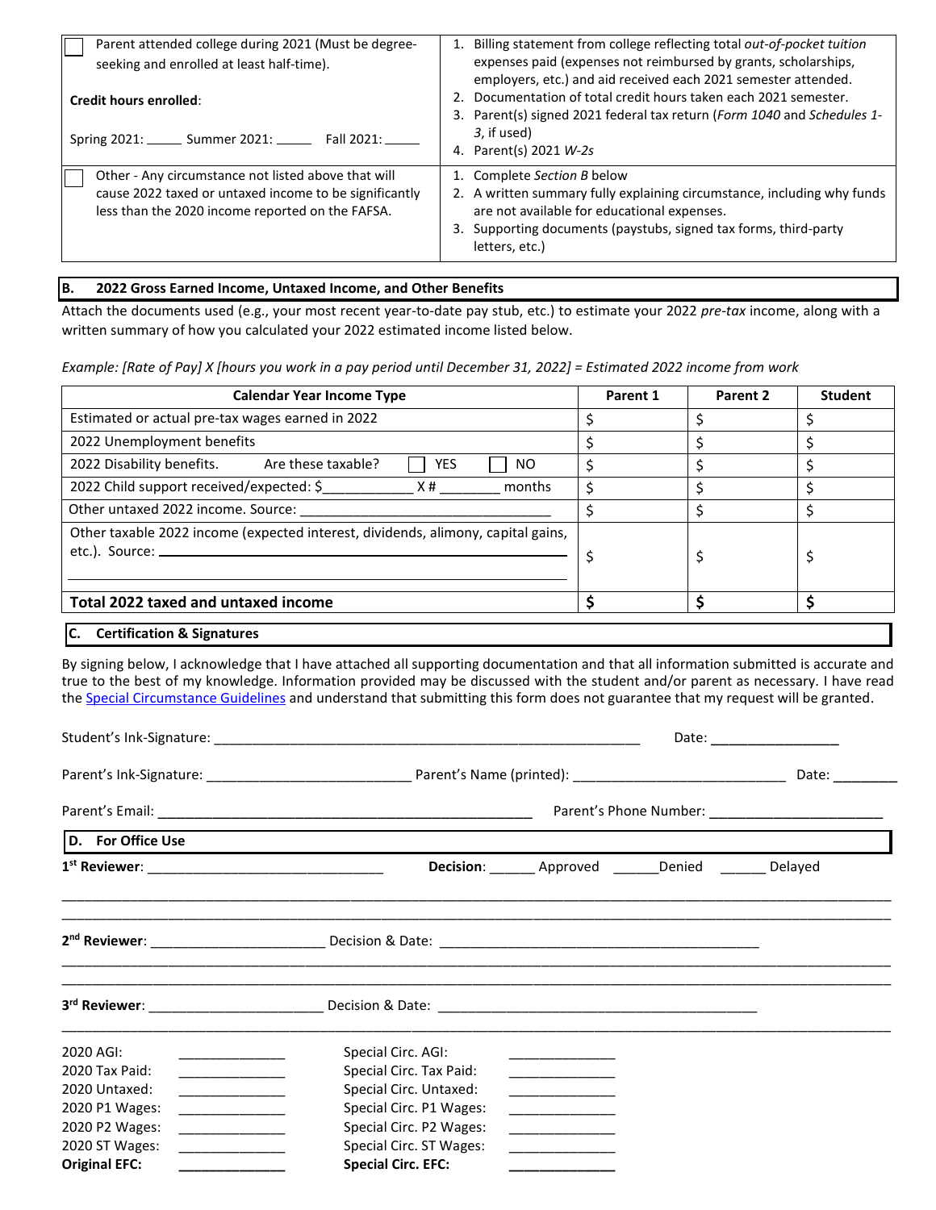| | |
|---|---|
| ☐ Parent attended college during 2021 (Must be degree-seeking and enrolled at least half-time).<br><br>**Credit hours enrolled**:<br><br>Spring 2021: _____ Summer 2021: _____ Fall 2021: _____ | 1. Billing statement from college reflecting total *out-of-pocket tuition* expenses paid (expenses not reimbursed by grants, scholarships, employers, etc.) and aid received each 2021 semester attended.<br>2. Documentation of total credit hours taken each 2021 semester.<br>3. Parent(s) signed 2021 federal tax return (*Form 1040* and *Schedules 1-3*, if used)<br>4. Parent(s) 2021 *W-2s* |
| ☐ Other - Any circumstance not listed above that will cause 2022 taxed or untaxed income to be significantly less than the 2020 income reported on the FAFSA. | 1. Complete *Section B* below<br>2. A written summary fully explaining circumstance, including why funds are not available for educational expenses.<br>3. Supporting documents (paystubs, signed tax forms, third-party letters, etc.) |

## B. 2022 Gross Earned Income, Untaxed Income, and Other Benefits

Attach the documents used (e.g., your most recent year-to-date pay stub, etc.) to estimate your 2022 *pre-tax* income, along with a written summary of how you calculated your 2022 estimated income listed below.

*Example: [Rate of Pay] X [hours you work in a pay period until December 31, 2022] = Estimated 2022 income from work*

| Calendar Year Income Type | Parent 1 | Parent 2 | Student |
|---|---|---|---|
| Estimated or actual pre-tax wages earned in 2022 | $ | $ | $ |
| 2022 Unemployment benefits | $ | $ | $ |
| 2022 Disability benefits. Are these taxable? ☐ YES ☐ NO | $ | $ | $ |
| 2022 Child support received/expected: $___________ X # _______ months | $ | $ | $ |
| Other untaxed 2022 income. Source: ________________________________ | $ | $ | $ |
| Other taxable 2022 income (expected interest, dividends, alimony, capital gains, etc.). Source: ________________________________ | $ | $ | $ |
| **Total 2022 taxed and untaxed income** | **$** | **$** | **$** |

## C. Certification & Signatures

By signing below, I acknowledge that I have attached all supporting documentation and that all information submitted is accurate and true to the best of my knowledge. Information provided may be discussed with the student and/or parent as necessary. I have read the Special Circumstance Guidelines and understand that submitting this form does not guarantee that my request will be granted.

Student's Ink-Signature: ______________________________________________ Date: _______________

Parent's Ink-Signature: ________________________ Parent's Name (printed): _________________________ Date: ________

Parent's Email: ____________________________________________ Parent's Phone Number: ______________________

## D. For Office Use

**1st Reviewer**: ______________________________ **Decision**: ______ Approved ______Denied ______ Delayed

_____________________________________________________________________________________________

_____________________________________________________________________________________________

**2nd Reviewer**: ______________________ Decision & Date: __________________________________________

_____________________________________________________________________________________________

_____________________________________________________________________________________________

**3rd Reviewer**: ______________________ Decision & Date: __________________________________________

_____________________________________________________________________________________________

| | | | |
|---|---|---|---|
| 2020 AGI: | ______________ | Special Circ. AGI: | ______________ |
| 2020 Tax Paid: | ______________ | Special Circ. Tax Paid: | ______________ |
| 2020 Untaxed: | ______________ | Special Circ. Untaxed: | ______________ |
| 2020 P1 Wages: | ______________ | Special Circ. P1 Wages: | ______________ |
| 2020 P2 Wages: | ______________ | Special Circ. P2 Wages: | ______________ |
| 2020 ST Wages: | ______________ | Special Circ. ST Wages: | ______________ |
| **Original EFC:** | ______________ | **Special Circ. EFC:** | ______________ |